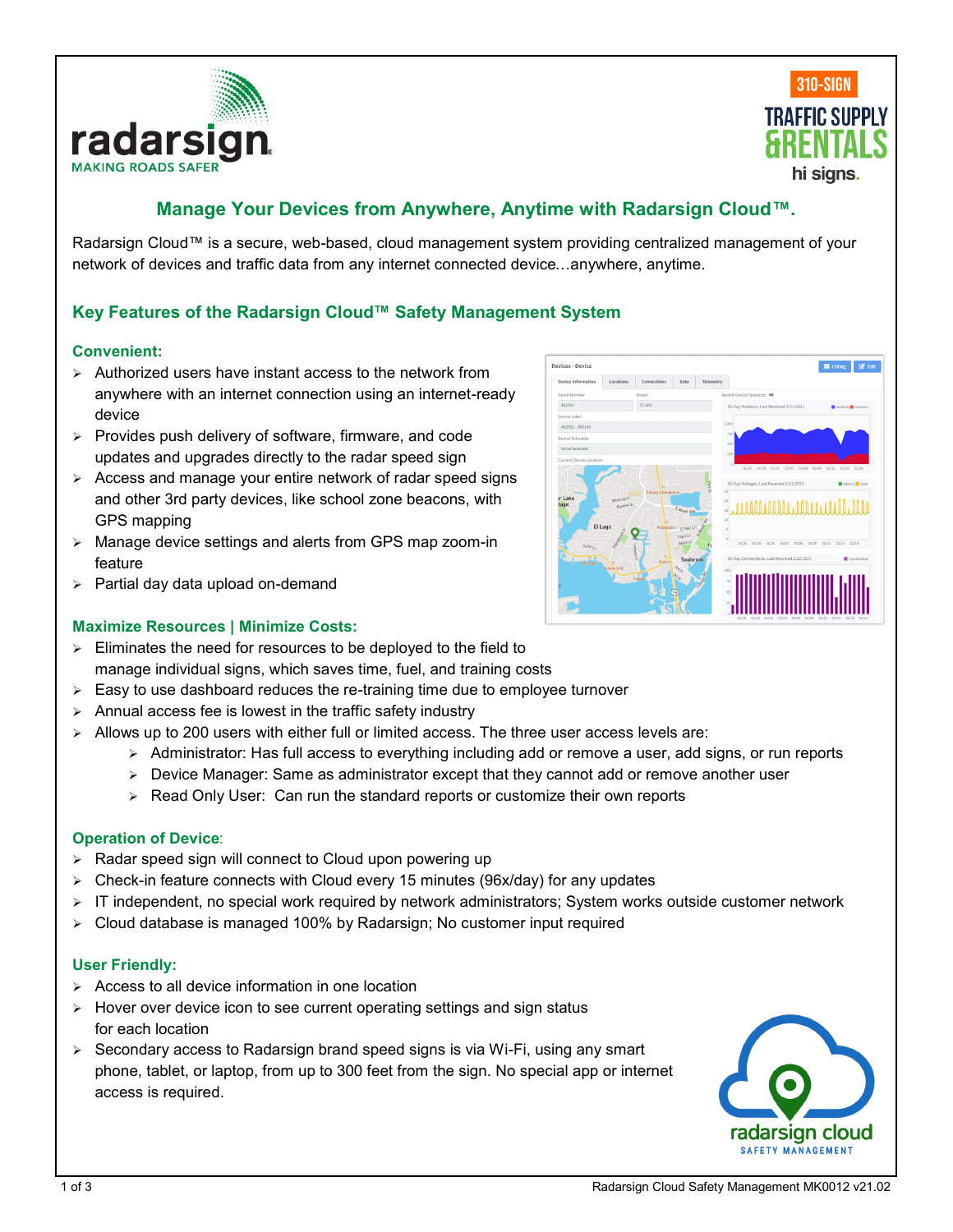# Manage Your Devices from Anywhere, Anytime with Radarsign Cloud™.

Radarsign Cloud™ is a secure, web-based, cloud management system providing centralized management of your network of devices and traffic data from any internet connected device…anywhere, anytime.

## Key Features of the Radarsign Cloud™ Safety Management System

### Convenient:

- Authorized users have instant access to the network from anywhere with an internet connection using an internet-ready device
- Provides push delivery of software, firmware, and code updates and upgrades directly to the radar speed sign
- Access and manage your entire network of radar speed signs and other 3rd party devices, like school zone beacons, with GPS mapping
- Manage device settings and alerts from GPS map zoom-in feature
- Partial day data upload on-demand

### Maximize Resources | Minimize Costs:

- Eliminates the need for resources to be deployed to the field to manage individual signs, which saves time, fuel, and training costs
- Easy to use dashboard reduces the re-training time due to employee turnover
- Annual access fee is lowest in the traffic safety industry
- Allows up to 200 users with either full or limited access. The three user access levels are:
  - Administrator: Has full access to everything including add or remove a user, add signs, or run reports
  - Device Manager: Same as administrator except that they cannot add or remove another user
  - Read Only User: Can run the standard reports or customize their own reports

### Operation of Device:

- Radar speed sign will connect to Cloud upon powering up
- Check-in feature connects with Cloud every 15 minutes (96x/day) for any updates
- IT independent, no special work required by network administrators; System works outside customer network
- Cloud database is managed 100% by Radarsign; No customer input required

### User Friendly:

- Access to all device information in one location
- Hover over device icon to see current operating settings and sign status for each location
- Secondary access to Radarsign brand speed signs is via Wi-Fi, using any smart phone, tablet, or laptop, from up to 300 feet from the sign. No special app or internet access is required.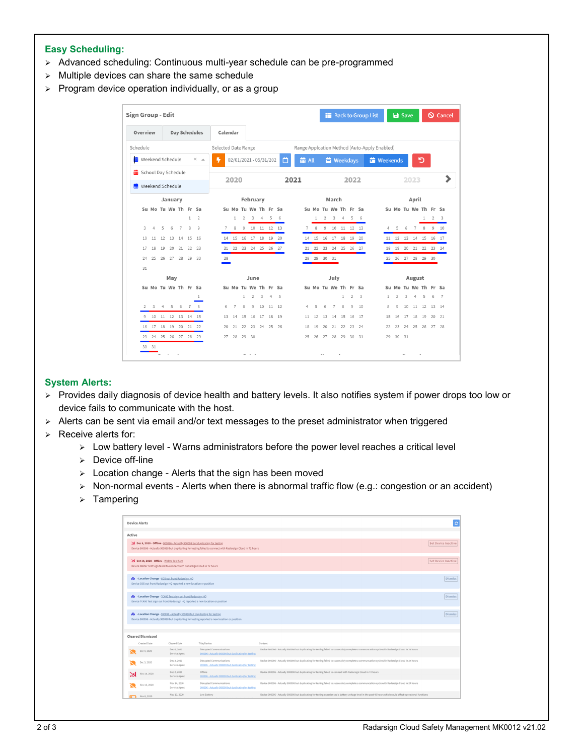## Easy Scheduling:

- Advanced scheduling: Continuous multi-year schedule can be pre-programmed
- Multiple devices can share the same schedule
- Program device operation individually, or as a group

## System Alerts:

- Provides daily diagnosis of device health and battery levels. It also notifies system if power drops too low or device fails to communicate with the host.
- Alerts can be sent via email and/or text messages to the preset administrator when triggered
- Receive alerts for:
  - Low battery level - Warns administrators before the power level reaches a critical level
  - Device off-line
  - Location change - Alerts that the sign has been moved
  - Non-normal events - Alerts when there is abnormal traffic flow (e.g.: congestion or an accident)
  - Tampering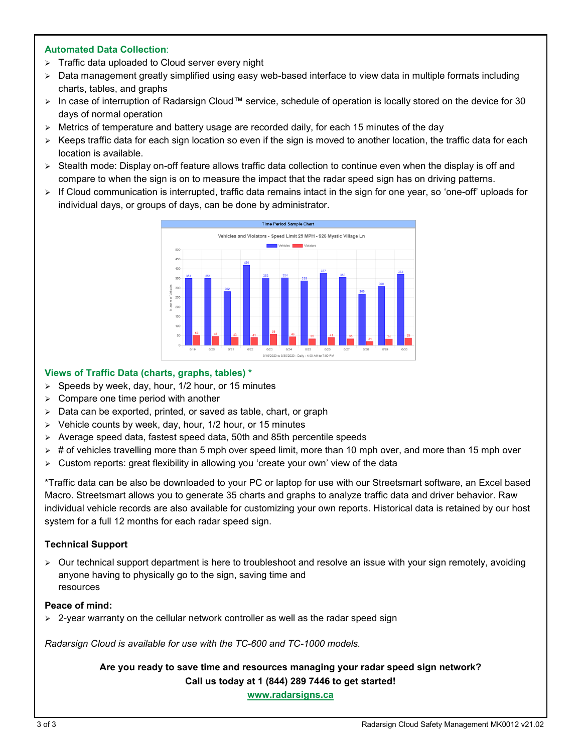**Automated Data Collection**:

- Traffic data uploaded to Cloud server every night
- Data management greatly simplified using easy web-based interface to view data in multiple formats including charts, tables, and graphs
- In case of interruption of Radarsign Cloud™ service, schedule of operation is locally stored on the device for 30 days of normal operation
- Metrics of temperature and battery usage are recorded daily, for each 15 minutes of the day
- Keeps traffic data for each sign location so even if the sign is moved to another location, the traffic data for each location is available.
- Stealth mode: Display on-off feature allows traffic data collection to continue even when the display is off and compare to when the sign is on to measure the impact that the radar speed sign has on driving patterns.
- If Cloud communication is interrupted, traffic data remains intact in the sign for one year, so 'one-off' uploads for individual days, or groups of days, can be done by administrator.

Time Period Sample Chart

Vehicles and Violators - Speed Limit 25 MPH - 926 Mystic Village Ln

Vehicles
Violators

Number of Vehicles

500
450
400
350
300
250
200
150
100
50
0

351 53
351 46
282 43
420 41
353 58
354 46
338 35
377 41
356 35
268 21
308 34
373 39

6/19 6/20 6/21 6/22 6/23 6/24 6/25 6/26 6/27 6/28 6/29 6/30

6/19/2020 to 6/30/2020 - Daily - 4:00 AM to 7:00 PM

**Views of Traffic Data (charts, graphs, tables) ***

- Speeds by week, day, hour, 1/2 hour, or 15 minutes
- Compare one time period with another
- Data can be exported, printed, or saved as table, chart, or graph
- Vehicle counts by week, day, hour, 1/2 hour, or 15 minutes
- Average speed data, fastest speed data, 50th and 85th percentile speeds
- # of vehicles travelling more than 5 mph over speed limit, more than 10 mph over, and more than 15 mph over
- Custom reports: great flexibility in allowing you 'create your own' view of the data

*Traffic data can be also be downloaded to your PC or laptop for use with our Streetsmart software, an Excel based Macro. Streetsmart allows you to generate 35 charts and graphs to analyze traffic data and driver behavior. Raw individual vehicle records are also available for customizing your own reports. Historical data is retained by our host system for a full 12 months for each radar speed sign.

**Technical Support**

- Our technical support department is here to troubleshoot and resolve an issue with your sign remotely, avoiding anyone having to physically go to the sign, saving time and resources

**Peace of mind:**

- 2-year warranty on the cellular network controller as well as the radar speed sign

*Radarsign Cloud is available for use with the TC-600 and TC-1000 models.*

**Are you ready to save time and resources managing your radar speed sign network?**
**Call us today at 1 (844) 289 7446 to get started!**

**www.radarsigns.ca**